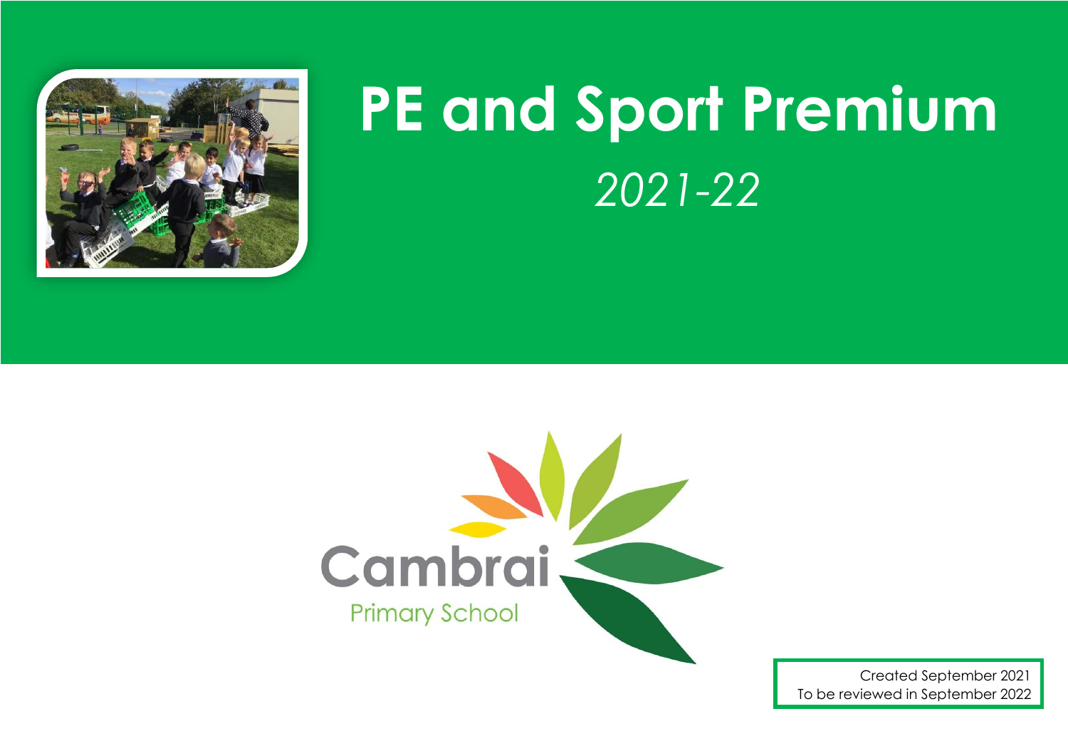# PE and Sport Premium

*2021-22*

Cambrai

Primary School

Created September 2021
To be reviewed in September 2022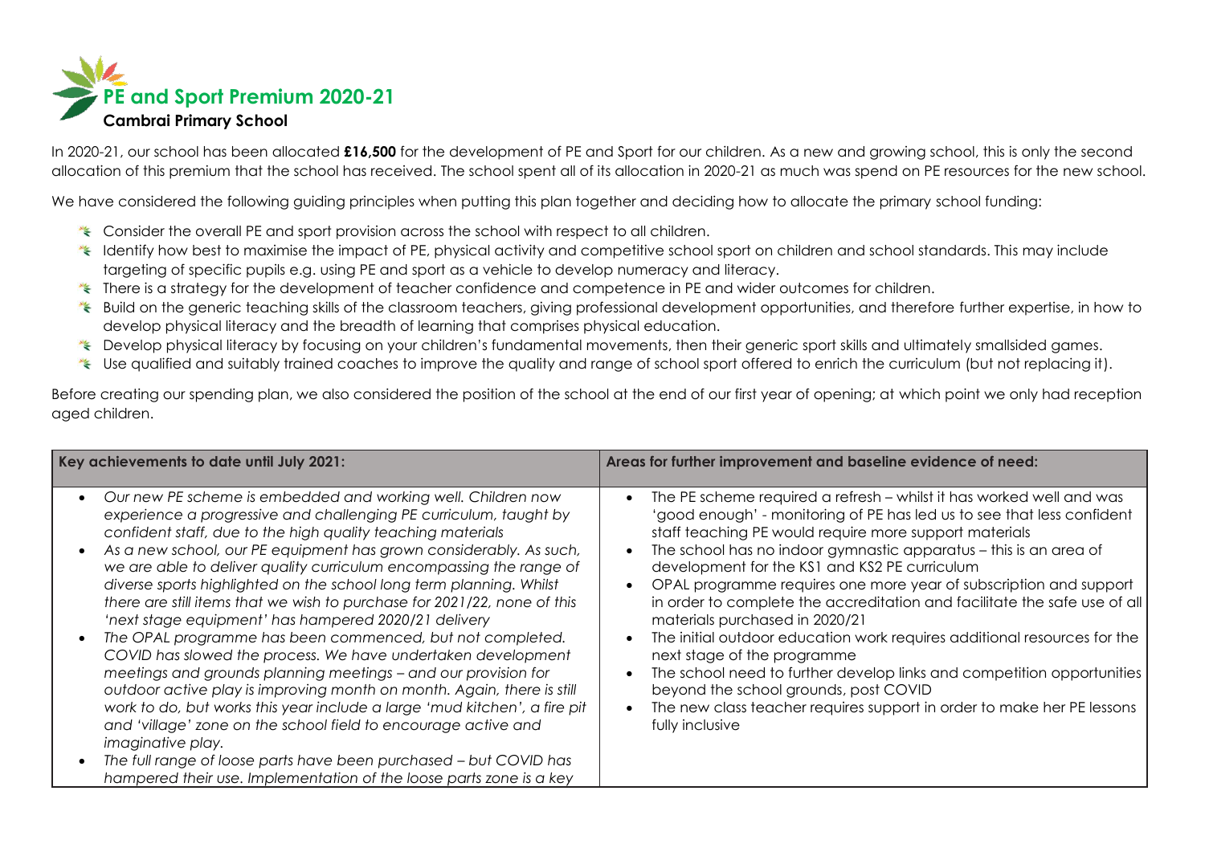# PE and Sport Premium 2020-21

**Cambrai Primary School**

In 2020-21, our school has been allocated **£16,500** for the development of PE and Sport for our children. As a new and growing school, this is only the second allocation of this premium that the school has received. The school spent all of its allocation in 2020-21 as much was spend on PE resources for the new school.

We have considered the following guiding principles when putting this plan together and deciding how to allocate the primary school funding:

- Consider the overall PE and sport provision across the school with respect to all children.
- Identify how best to maximise the impact of PE, physical activity and competitive school sport on children and school standards. This may include targeting of specific pupils e.g. using PE and sport as a vehicle to develop numeracy and literacy.
- There is a strategy for the development of teacher confidence and competence in PE and wider outcomes for children.
- Build on the generic teaching skills of the classroom teachers, giving professional development opportunities, and therefore further expertise, in how to develop physical literacy and the breadth of learning that comprises physical education.
- Develop physical literacy by focusing on your children's fundamental movements, then their generic sport skills and ultimately smallsided games.
- Use qualified and suitably trained coaches to improve the quality and range of school sport offered to enrich the curriculum (but not replacing it).

Before creating our spending plan, we also considered the position of the school at the end of our first year of opening; at which point we only had reception aged children.

| Key achievements to date until July 2021: | Areas for further improvement and baseline evidence of need: |
|---|---|
| • *Our new PE scheme is embedded and working well. Children now experience a progressive and challenging PE curriculum, taught by confident staff, due to the high quality teaching materials*<br>• *As a new school, our PE equipment has grown considerably. As such, we are able to deliver quality curriculum encompassing the range of diverse sports highlighted on the school long term planning. Whilst there are still items that we wish to purchase for 2021/22, none of this 'next stage equipment' has hampered 2020/21 delivery*<br>• *The OPAL programme has been commenced, but not completed. COVID has slowed the process. We have undertaken development meetings and grounds planning meetings – and our provision for outdoor active play is improving month on month. Again, there is still work to do, but works this year include a large 'mud kitchen', a fire pit and 'village' zone on the school field to encourage active and imaginative play.*<br>• *The full range of loose parts have been purchased – but COVID has hampered their use. Implementation of the loose parts zone is a key* | • The PE scheme required a refresh – whilst it has worked well and was 'good enough' - monitoring of PE has led us to see that less confident staff teaching PE would require more support materials<br>• The school has no indoor gymnastic apparatus – this is an area of development for the KS1 and KS2 PE curriculum<br>• OPAL programme requires one more year of subscription and support in order to complete the accreditation and facilitate the safe use of all materials purchased in 2020/21<br>• The initial outdoor education work requires additional resources for the next stage of the programme<br>• The school need to further develop links and competition opportunities beyond the school grounds, post COVID<br>• The new class teacher requires support in order to make her PE lessons fully inclusive |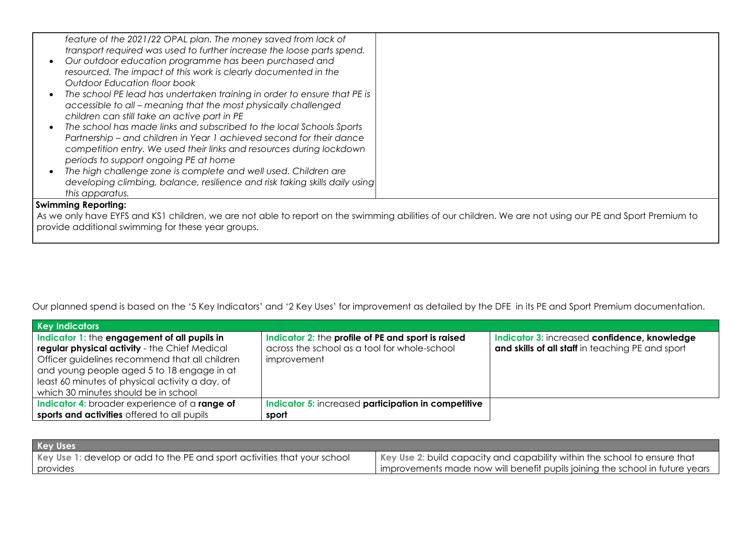| | |
|---|---|
| *feature of the 2021/22 OPAL plan. The money saved from lack of transport required was used to further increase the loose parts spend.*<br>• *Our outdoor education programme has been purchased and resourced. The impact of this work is clearly documented in the Outdoor Education floor book*<br>• *The school PE lead has undertaken training in order to ensure that PE is accessible to all – meaning that the most physically challenged children can still take an active part in PE*<br>• *The school has made links and subscribed to the local Schools Sports Partnership – and children in Year 1 achieved second for their dance competition entry. We used their links and resources during lockdown periods to support ongoing PE at home*<br>• *The high challenge zone is complete and well used. Children are developing climbing, balance, resilience and risk taking skills daily using this apparatus.* | |

**Swimming Reporting:**

As we only have EYFS and KS1 children, we are not able to report on the swimming abilities of our children. We are not using our PE and Sport Premium to provide additional swimming for these year groups.

Our planned spend is based on the '5 Key Indicators' and '2 Key Uses' for improvement as detailed by the DFE in its PE and Sport Premium documentation.

| **Key Indicators** | | |
|---|---|---|
| Indicator 1: the **engagement of all pupils in regular physical activity** - the Chief Medical Officer guidelines recommend that all children and young people aged 5 to 18 engage in at least 60 minutes of physical activity a day, of which 30 minutes should be in school | Indicator 2: the **profile of PE and sport is raised** across the school as a tool for whole-school improvement | Indicator 3: increased **confidence, knowledge and skills of all staff** in teaching PE and sport |
| Indicator 4: broader experience of a **range of sports and activities** offered to all pupils | Indicator 5: increased **participation in competitive sport** | |

| **Key Uses** | |
|---|---|
| Key Use 1: develop or add to the PE and sport activities that your school provides | Key Use 2: build capacity and capability within the school to ensure that improvements made now will benefit pupils joining the school in future years |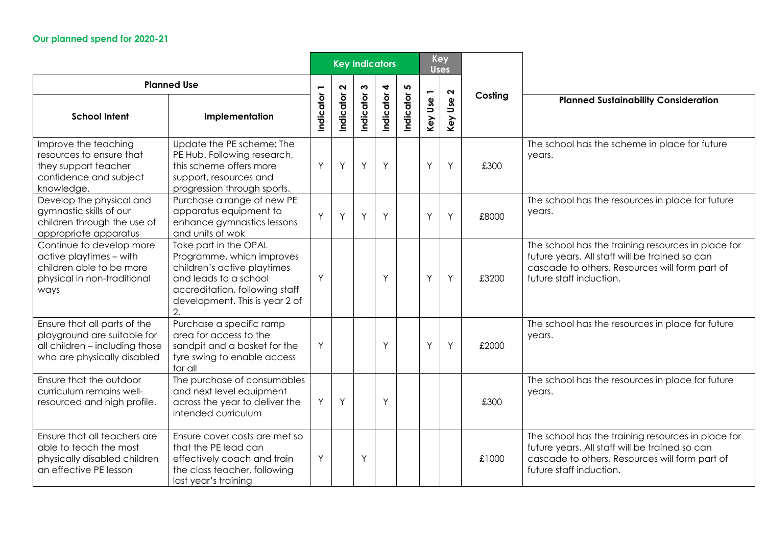## Our planned spend for 2020-21

| Planned Use | | Key Indicators | | | | | Key Uses | | Costing | Planned Sustainability Consideration |
|---|---|---|---|---|---|---|---|---|---|---|
| School Intent | Implementation | Indicator 1 | Indicator 2 | Indicator 3 | Indicator 4 | Indicator 5 | Key Use 1 | Key Use 2 | | |
| Improve the teaching resources to ensure that they support teacher confidence and subject knowledge. | Update the PE scheme; The PE Hub. Following research, this scheme offers more support, resources and progression through sports. | Y | Y | Y | Y | | Y | Y | £300 | The school has the scheme in place for future years. |
| Develop the physical and gymnastic skills of our children through the use of appropriate apparatus | Purchase a range of new PE apparatus equipment to enhance gymnastics lessons and units of wok | Y | Y | Y | Y | | Y | Y | £8000 | The school has the resources in place for future years. |
| Continue to develop more active playtimes – with children able to be more physical in non-traditional ways | Take part in the OPAL Programme, which improves children's active playtimes and leads to a school accreditation, following staff development. This is year 2 of 2. | Y | | | Y | | Y | Y | £3200 | The school has the training resources in place for future years. All staff will be trained so can cascade to others. Resources will form part of future staff induction. |
| Ensure that all parts of the playground are suitable for all children – including those who are physically disabled | Purchase a specific ramp area for access to the sandpit and a basket for the tyre swing to enable access for all | Y | | | Y | | Y | Y | £2000 | The school has the resources in place for future years. |
| Ensure that the outdoor curriculum remains well-resourced and high profile. | The purchase of consumables and next level equipment across the year to deliver the intended curriculum | Y | Y | | Y | | | | £300 | The school has the resources in place for future years. |
| Ensure that all teachers are able to teach the most physically disabled children an effective PE lesson | Ensure cover costs are met so that the PE lead can effectively coach and train the class teacher, following last year's training | Y | | Y | | | | | £1000 | The school has the training resources in place for future years. All staff will be trained so can cascade to others. Resources will form part of future staff induction. |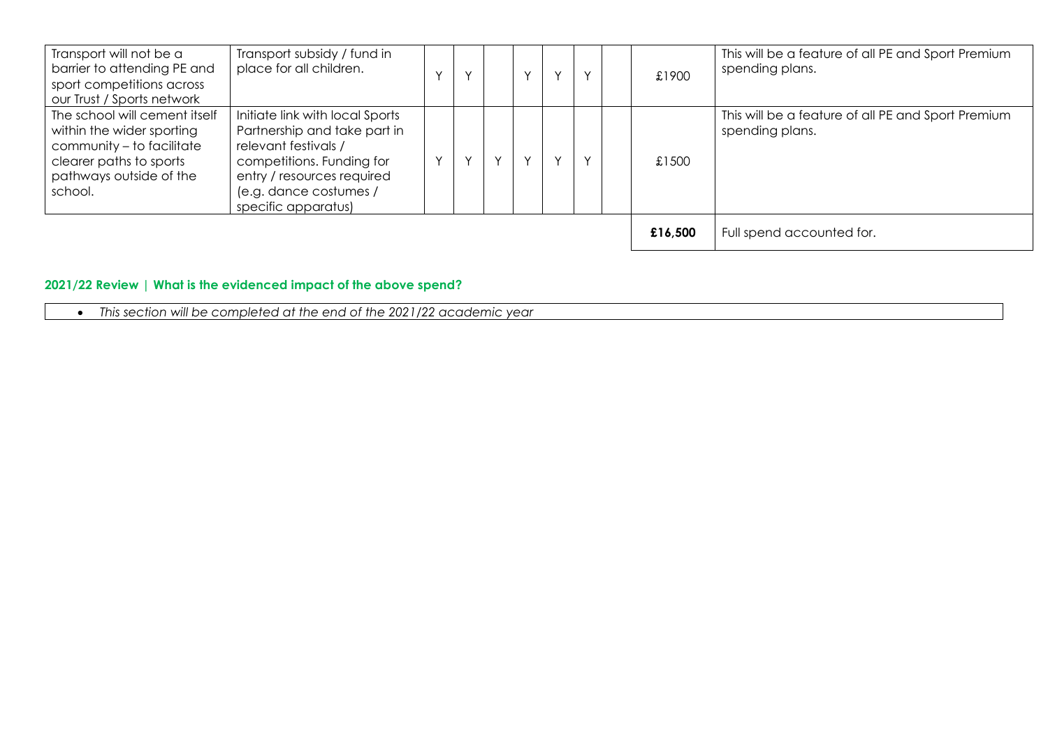| | | | | | | | | | | |
|---|---|---|---|---|---|---|---|---|---|---|
| Transport will not be a barrier to attending PE and sport competitions across our Trust / Sports network | Transport subsidy / fund in place for all children. | Y | Y | | Y | Y | Y | | £1900 | This will be a feature of all PE and Sport Premium spending plans. |
| The school will cement itself within the wider sporting community – to facilitate clearer paths to sports pathways outside of the school. | Initiate link with local Sports Partnership and take part in relevant festivals / competitions. Funding for entry / resources required (e.g. dance costumes / specific apparatus) | Y | Y | Y | Y | Y | Y | | £1500 | This will be a feature of all PE and Sport Premium spending plans. |
| | | | | | | | | | **£16,500** | Full spend accounted for. |

### 2021/22 Review | What is the evidenced impact of the above spend?

- *This section will be completed at the end of the 2021/22 academic year*